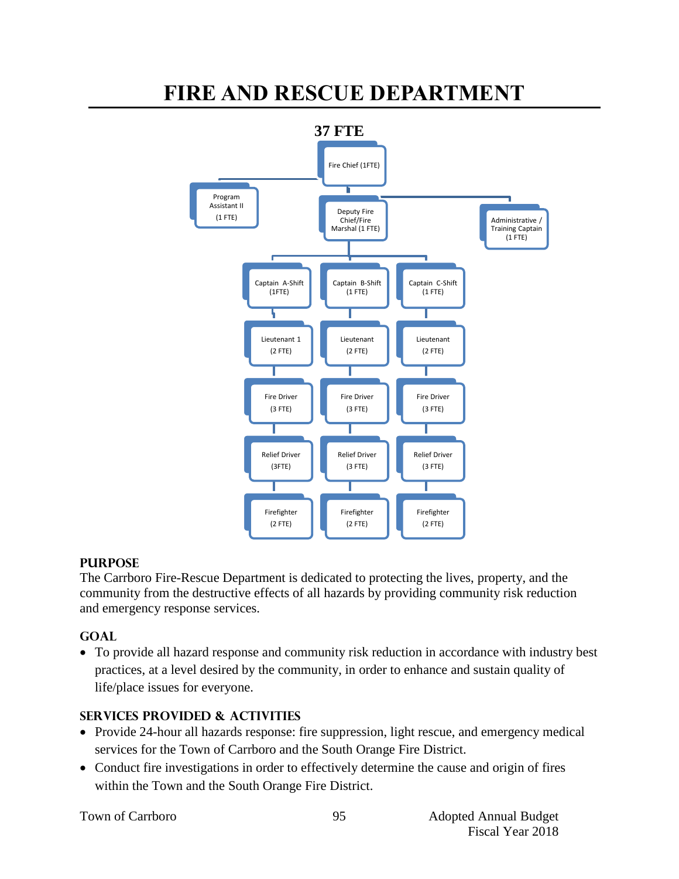# FIRE AND RESCUE DEPARTMENT

**37 FTE**

- Fire Chief (1FTE)
  - Program Assistant II (1 FTE)
  - Deputy Fire Chief/Fire Marshal (1 FTE)
    - Administrative / Training Captain (1 FTE)
    - Captain A-Shift (1FTE)
      - Lieutenant 1 (2 FTE)
      - Fire Driver (3 FTE)
      - Relief Driver (3FTE)
      - Firefighter (2 FTE)
    - Captain B-Shift (1 FTE)
      - Lieutenant (2 FTE)
      - Fire Driver (3 FTE)
      - Relief Driver (3 FTE)
      - Firefighter (2 FTE)
    - Captain C-Shift (1 FTE)
      - Lieutenant (2 FTE)
      - Fire Driver (3 FTE)
      - Relief Driver (3 FTE)
      - Firefighter (2 FTE)

## PURPOSE

The Carrboro Fire-Rescue Department is dedicated to protecting the lives, property, and the community from the destructive effects of all hazards by providing community risk reduction and emergency response services.

## GOAL

- To provide all hazard response and community risk reduction in accordance with industry best practices, at a level desired by the community, in order to enhance and sustain quality of life/place issues for everyone.

## SERVICES PROVIDED & ACTIVITIES

- Provide 24-hour all hazards response: fire suppression, light rescue, and emergency medical services for the Town of Carrboro and the South Orange Fire District.
- Conduct fire investigations in order to effectively determine the cause and origin of fires within the Town and the South Orange Fire District.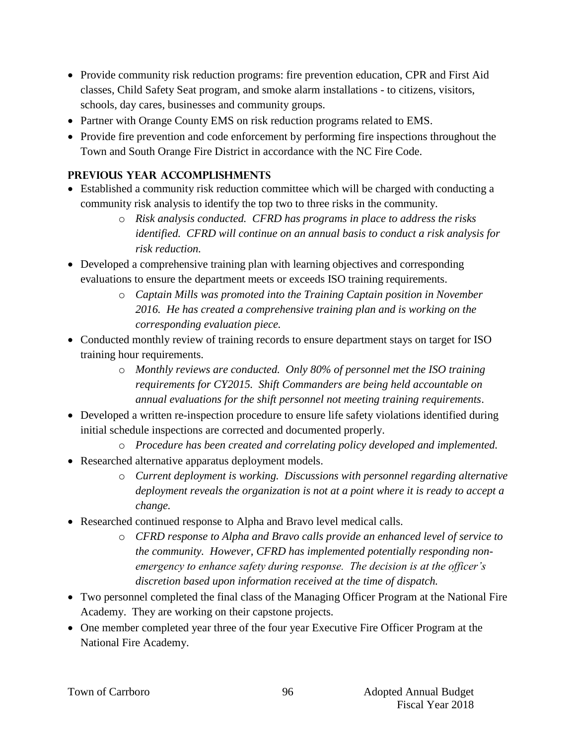- Provide community risk reduction programs: fire prevention education, CPR and First Aid classes, Child Safety Seat program, and smoke alarm installations - to citizens, visitors, schools, day cares, businesses and community groups.
- Partner with Orange County EMS on risk reduction programs related to EMS.
- Provide fire prevention and code enforcement by performing fire inspections throughout the Town and South Orange Fire District in accordance with the NC Fire Code.

### PREVIOUS YEAR ACCOMPLISHMENTS

- Established a community risk reduction committee which will be charged with conducting a community risk analysis to identify the top two to three risks in the community.
    - *Risk analysis conducted. CFRD has programs in place to address the risks identified. CFRD will continue on an annual basis to conduct a risk analysis for risk reduction.*
- Developed a comprehensive training plan with learning objectives and corresponding evaluations to ensure the department meets or exceeds ISO training requirements.
    - *Captain Mills was promoted into the Training Captain position in November 2016. He has created a comprehensive training plan and is working on the corresponding evaluation piece.*
- Conducted monthly review of training records to ensure department stays on target for ISO training hour requirements.
    - *Monthly reviews are conducted. Only 80% of personnel met the ISO training requirements for CY2015. Shift Commanders are being held accountable on annual evaluations for the shift personnel not meeting training requirements*.
- Developed a written re-inspection procedure to ensure life safety violations identified during initial schedule inspections are corrected and documented properly.
    - *Procedure has been created and correlating policy developed and implemented.*
- Researched alternative apparatus deployment models.
    - *Current deployment is working. Discussions with personnel regarding alternative deployment reveals the organization is not at a point where it is ready to accept a change.*
- Researched continued response to Alpha and Bravo level medical calls.
    - *CFRD response to Alpha and Bravo calls provide an enhanced level of service to the community. However, CFRD has implemented potentially responding non-emergency to enhance safety during response. The decision is at the officer's discretion based upon information received at the time of dispatch.*
- Two personnel completed the final class of the Managing Officer Program at the National Fire Academy. They are working on their capstone projects.
- One member completed year three of the four year Executive Fire Officer Program at the National Fire Academy.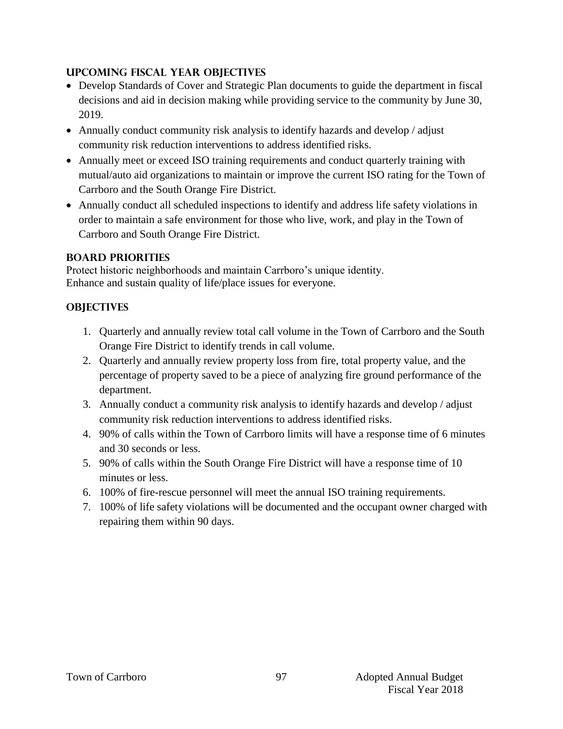## UPCOMING FISCAL YEAR OBJECTIVES

- Develop Standards of Cover and Strategic Plan documents to guide the department in fiscal decisions and aid in decision making while providing service to the community by June 30, 2019.
- Annually conduct community risk analysis to identify hazards and develop / adjust community risk reduction interventions to address identified risks.
- Annually meet or exceed ISO training requirements and conduct quarterly training with mutual/auto aid organizations to maintain or improve the current ISO rating for the Town of Carrboro and the South Orange Fire District.
- Annually conduct all scheduled inspections to identify and address life safety violations in order to maintain a safe environment for those who live, work, and play in the Town of Carrboro and South Orange Fire District.

## BOARD PRIORITIES

Protect historic neighborhoods and maintain Carrboro's unique identity.
Enhance and sustain quality of life/place issues for everyone.

## OBJECTIVES

1. Quarterly and annually review total call volume in the Town of Carrboro and the South Orange Fire District to identify trends in call volume.
2. Quarterly and annually review property loss from fire, total property value, and the percentage of property saved to be a piece of analyzing fire ground performance of the department.
3. Annually conduct a community risk analysis to identify hazards and develop / adjust community risk reduction interventions to address identified risks.
4. 90% of calls within the Town of Carrboro limits will have a response time of 6 minutes and 30 seconds or less.
5. 90% of calls within the South Orange Fire District will have a response time of 10 minutes or less.
6. 100% of fire-rescue personnel will meet the annual ISO training requirements.
7. 100% of life safety violations will be documented and the occupant owner charged with repairing them within 90 days.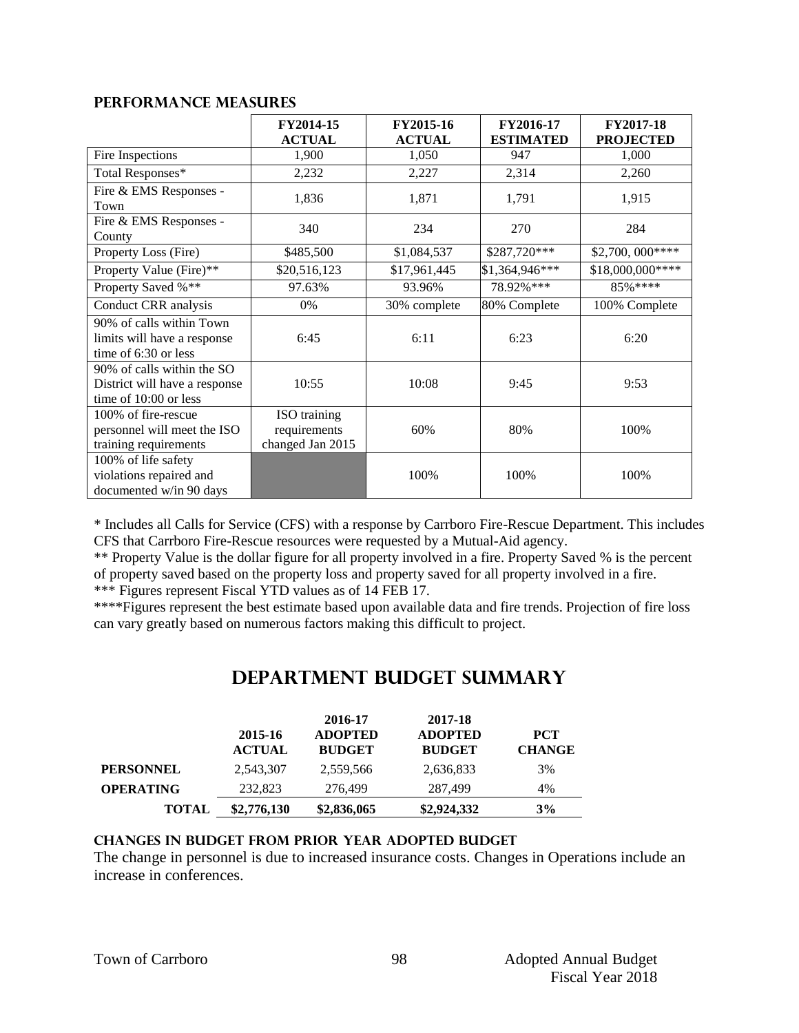## PERFORMANCE MEASURES

| | FY2014-15 ACTUAL | FY2015-16 ACTUAL | FY2016-17 ESTIMATED | FY2017-18 PROJECTED |
|---|---|---|---|---|
| Fire Inspections | 1,900 | 1,050 | 947 | 1,000 |
| Total Responses* | 2,232 | 2,227 | 2,314 | 2,260 |
| Fire & EMS Responses - Town | 1,836 | 1,871 | 1,791 | 1,915 |
| Fire & EMS Responses - County | 340 | 234 | 270 | 284 |
| Property Loss (Fire) | $485,500 | $1,084,537 | $287,720*** | $2,700, 000**** |
| Property Value (Fire)** | $20,516,123 | $17,961,445 | $1,364,946*** | $18,000,000**** |
| Property Saved %** | 97.63% | 93.96% | 78.92%*** | 85%**** |
| Conduct CRR analysis | 0% | 30% complete | 80% Complete | 100% Complete |
| 90% of calls within Town limits will have a response time of 6:30 or less | 6:45 | 6:11 | 6:23 | 6:20 |
| 90% of calls within the SO District will have a response time of 10:00 or less | 10:55 | 10:08 | 9:45 | 9:53 |
| 100% of fire-rescue personnel will meet the ISO training requirements | ISO training requirements changed Jan 2015 | 60% | 80% | 100% |
| 100% of life safety violations repaired and documented w/in 90 days | | 100% | 100% | 100% |

* Includes all Calls for Service (CFS) with a response by Carrboro Fire-Rescue Department. This includes CFS that Carrboro Fire-Rescue resources were requested by a Mutual-Aid agency.

** Property Value is the dollar figure for all property involved in a fire. Property Saved % is the percent of property saved based on the property loss and property saved for all property involved in a fire.

*** Figures represent Fiscal YTD values as of 14 FEB 17.

****Figures represent the best estimate based upon available data and fire trends. Projection of fire loss can vary greatly based on numerous factors making this difficult to project.

# DEPARTMENT BUDGET SUMMARY

| | 2015-16 ACTUAL | 2016-17 ADOPTED BUDGET | 2017-18 ADOPTED BUDGET | PCT CHANGE |
|---|---|---|---|---|
| **PERSONNEL** | 2,543,307 | 2,559,566 | 2,636,833 | 3% |
| **OPERATING** | 232,823 | 276,499 | 287,499 | 4% |
| **TOTAL** | **$2,776,130** | **$2,836,065** | **$2,924,332** | **3%** |

### CHANGES IN BUDGET FROM PRIOR YEAR ADOPTED BUDGET

The change in personnel is due to increased insurance costs. Changes in Operations include an increase in conferences.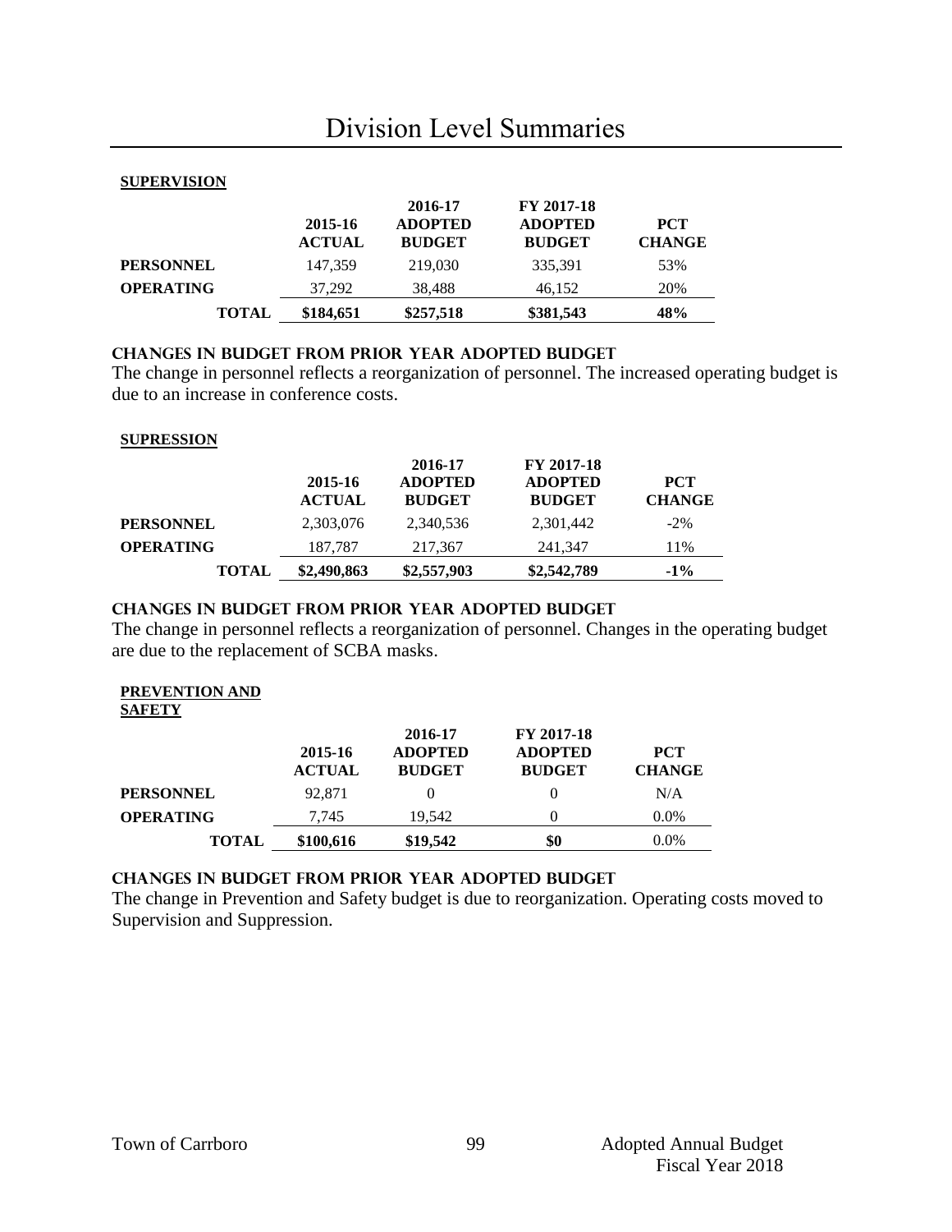# Division Level Summaries

**SUPERVISION**

| | 2015-16 ACTUAL | 2016-17 ADOPTED BUDGET | FY 2017-18 ADOPTED BUDGET | PCT CHANGE |
|---|---|---|---|---|
| **PERSONNEL** | 147,359 | 219,030 | 335,391 | 53% |
| **OPERATING** | 37,292 | 38,488 | 46,152 | 20% |
| **TOTAL** | **$184,651** | **$257,518** | **$381,543** | **48%** |

### CHANGES IN BUDGET FROM PRIOR YEAR ADOPTED BUDGET

The change in personnel reflects a reorganization of personnel. The increased operating budget is due to an increase in conference costs.

**SUPRESSION**

| | 2015-16 ACTUAL | 2016-17 ADOPTED BUDGET | FY 2017-18 ADOPTED BUDGET | PCT CHANGE |
|---|---|---|---|---|
| **PERSONNEL** | 2,303,076 | 2,340,536 | 2,301,442 | -2% |
| **OPERATING** | 187,787 | 217,367 | 241,347 | 11% |
| **TOTAL** | **$2,490,863** | **$2,557,903** | **$2,542,789** | **-1%** |

### CHANGES IN BUDGET FROM PRIOR YEAR ADOPTED BUDGET

The change in personnel reflects a reorganization of personnel. Changes in the operating budget are due to the replacement of SCBA masks.

**PREVENTION AND SAFETY**

| | 2015-16 ACTUAL | 2016-17 ADOPTED BUDGET | FY 2017-18 ADOPTED BUDGET | PCT CHANGE |
|---|---|---|---|---|
| **PERSONNEL** | 92,871 | 0 | 0 | N/A |
| **OPERATING** | 7,745 | 19,542 | 0 | 0.0% |
| **TOTAL** | **$100,616** | **$19,542** | **$0** | 0.0% |

### CHANGES IN BUDGET FROM PRIOR YEAR ADOPTED BUDGET

The change in Prevention and Safety budget is due to reorganization. Operating costs moved to Supervision and Suppression.